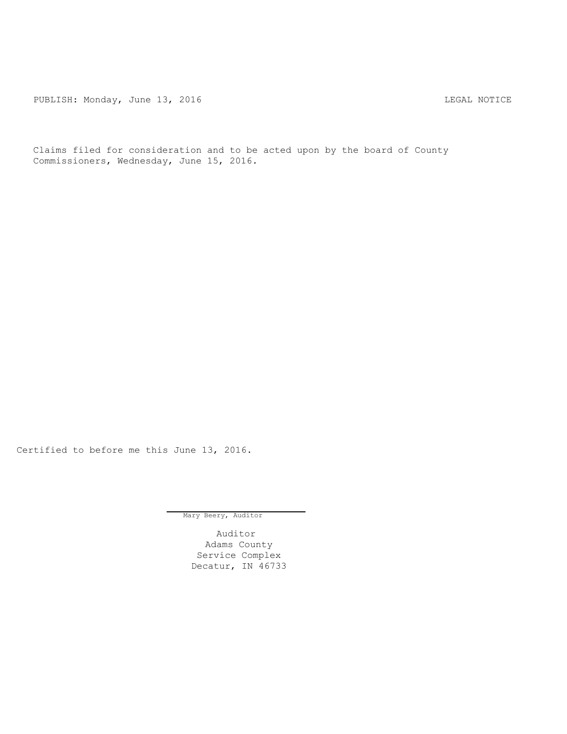PUBLISH: Monday, June 13, 2016 LEGAL NOTICE

Claims filed for consideration and to be acted upon by the board of County Commissioners, Wednesday, June 15, 2016.

Certified to before me this June 13, 2016.

Mary Beery, Auditor

Auditor
Adams County
Service Complex
Decatur, IN 46733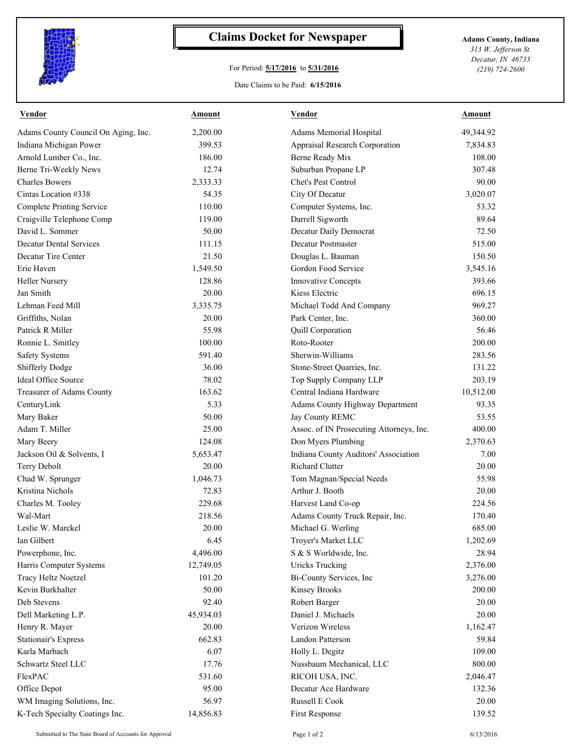# Claims Docket for Newspaper

For Period: **5/17/2016** to **5/31/2016**

Date Claims to be Paid: **6/15/2016**

**Adams County, Indiana**
*313 W. Jefferson St.*
*Decatur, IN 46733*
*(219) 724-2600*

| Vendor | Amount | Vendor | Amount |
|---|---|---|---|
| Adams County Council On Aging, Inc. | 2,200.00 | Adams Memorial Hospital | 49,344.92 |
| Indiana Michigan Power | 399.53 | Appraisal Research Corporation | 7,834.83 |
| Arnold Lumber Co., Inc. | 186.00 | Berne Ready Mix | 108.00 |
| Berne Tri-Weekly News | 12.74 | Suburban Propane LP | 307.48 |
| Charles Bowers | 2,333.33 | Chet's Pest Control | 90.00 |
| Cintas Location #338 | 54.35 | City Of Decatur | 3,020.07 |
| Complete Printing Service | 110.00 | Computer Systems, Inc. | 53.32 |
| Craigville Telephone Comp | 119.00 | Darrell Sigworth | 89.64 |
| David L. Sommer | 50.00 | Decatur Daily Democrat | 72.50 |
| Decatur Dental Services | 111.15 | Decatur Postmaster | 515.00 |
| Decatur Tire Center | 21.50 | Douglas L. Bauman | 150.50 |
| Erie Haven | 1,549.50 | Gordon Food Service | 3,545.16 |
| Heller Nursery | 128.86 | Innovative Concepts | 393.66 |
| Jan Smith | 20.00 | Kiess Electric | 696.15 |
| Lehman Feed Mill | 3,335.75 | Michael Todd And Company | 969.27 |
| Griffiths, Nolan | 20.00 | Park Center, Inc. | 360.00 |
| Patrick R Miller | 55.98 | Quill Corporation | 56.46 |
| Ronnie L. Smitley | 100.00 | Roto-Rooter | 200.00 |
| Safety Systems | 591.40 | Sherwin-Williams | 283.56 |
| Shifferly Dodge | 36.00 | Stone-Street Quarries, Inc. | 131.22 |
| Ideal Office Source | 78.02 | Top Supply Company LLP | 203.19 |
| Treasurer of Adams County | 163.62 | Central Indiana Hardware | 10,512.00 |
| CenturyLink | 5.33 | Adams County Highway Department | 93.35 |
| Mary Baker | 50.00 | Jay County REMC | 53.55 |
| Adam T. Miller | 25.00 | Assoc. of IN Prosecuting Attorneys, Inc. | 400.00 |
| Mary Beery | 124.08 | Don Myers Plumbing | 2,370.63 |
| Jackson Oil & Solvents, I | 5,653.47 | Indiana County Auditors' Association | 7.00 |
| Terry Debolt | 20.00 | Richard Clutter | 20.00 |
| Chad W. Sprunger | 1,046.73 | Tom Magnan/Special Needs | 55.98 |
| Kristina Nichols | 72.83 | Arthur J. Booth | 20.00 |
| Charles M. Tooley | 229.68 | Harvest Land Co-op | 224.56 |
| Wal-Mart | 218.56 | Adams County Truck Repair, Inc. | 170.40 |
| Leslie W. Marckel | 20.00 | Michael G. Werling | 685.00 |
| Ian Gilbert | 6.45 | Troyer's Market LLC | 1,202.69 |
| Powerphone, Inc. | 4,496.00 | S & S Worldwide, Inc. | 28.94 |
| Harris Computer Systems | 12,749.05 | Uricks Trucking | 2,376.00 |
| Tracy Heltz Noetzel | 101.20 | Bi-County Services, Inc | 3,276.00 |
| Kevin Burkhalter | 50.00 | Kinsey Brooks | 200.00 |
| Deb Stevens | 92.40 | Robert Barger | 20.00 |
| Dell Marketing L.P. | 45,934.03 | Daniel J. Michaels | 20.00 |
| Henry R. Mayer | 20.00 | Verizon Wireless | 1,162.47 |
| Stationair's Express | 662.83 | Landon Patterson | 59.84 |
| Karla Marbach | 6.07 | Holly L. Degitz | 109.00 |
| Schwartz Steel LLC | 17.76 | Nussbaum Mechanical, LLC | 800.00 |
| FlexPAC | 531.60 | RICOH USA, INC. | 2,046.47 |
| Office Depot | 95.00 | Decatur Ace Hardware | 132.36 |
| WM Imaging Solutions, Inc. | 56.97 | Russell E Cook | 20.00 |
| K-Tech Specialty Coatings Inc. | 14,856.83 | First Response | 139.52 |

Submitted to The State Board of Accounts for Approval 6/13/2016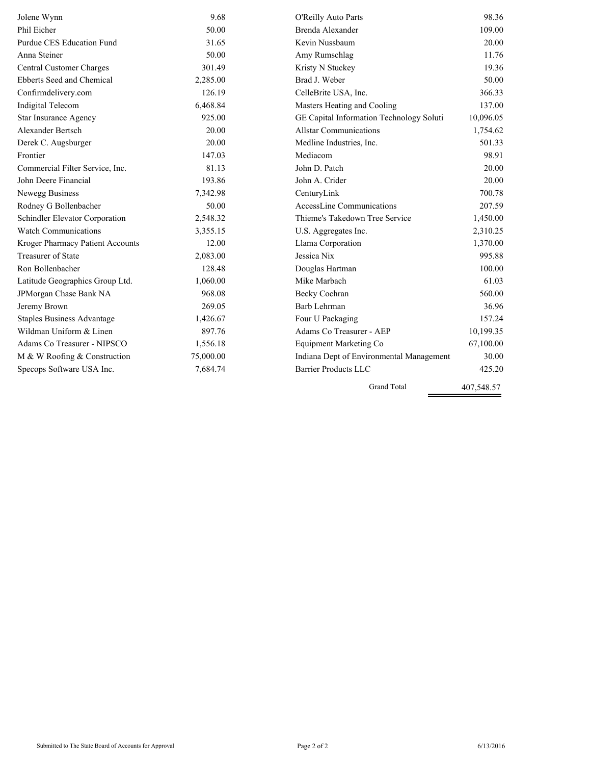| | |
|---|---|
| Jolene Wynn | 9.68 |
| Phil Eicher | 50.00 |
| Purdue CES Education Fund | 31.65 |
| Anna Steiner | 50.00 |
| Central Customer Charges | 301.49 |
| Ebberts Seed and Chemical | 2,285.00 |
| Confirmdelivery.com | 126.19 |
| Indigital Telecom | 6,468.84 |
| Star Insurance Agency | 925.00 |
| Alexander Bertsch | 20.00 |
| Derek C. Augsburger | 20.00 |
| Frontier | 147.03 |
| Commercial Filter Service, Inc. | 81.13 |
| John Deere Financial | 193.86 |
| Newegg Business | 7,342.98 |
| Rodney G Bollenbacher | 50.00 |
| Schindler Elevator Corporation | 2,548.32 |
| Watch Communications | 3,355.15 |
| Kroger Pharmacy Patient Accounts | 12.00 |
| Treasurer of State | 2,083.00 |
| Ron Bollenbacher | 128.48 |
| Latitude Geographics Group Ltd. | 1,060.00 |
| JPMorgan Chase Bank NA | 968.08 |
| Jeremy Brown | 269.05 |
| Staples Business Advantage | 1,426.67 |
| Wildman Uniform & Linen | 897.76 |
| Adams Co Treasurer - NIPSCO | 1,556.18 |
| M & W Roofing & Construction | 75,000.00 |
| Specops Software USA Inc. | 7,684.74 |
| O'Reilly Auto Parts | 98.36 |
| Brenda Alexander | 109.00 |
| Kevin Nussbaum | 20.00 |
| Amy Rumschlag | 11.76 |
| Kristy N Stuckey | 19.36 |
| Brad J. Weber | 50.00 |
| CelleBrite USA, Inc. | 366.33 |
| Masters Heating and Cooling | 137.00 |
| GE Capital Information Technology Soluti | 10,096.05 |
| Allstar Communications | 1,754.62 |
| Medline Industries, Inc. | 501.33 |
| Mediacom | 98.91 |
| John D. Patch | 20.00 |
| John A. Crider | 20.00 |
| CenturyLink | 700.78 |
| AccessLine Communications | 207.59 |
| Thieme's Takedown Tree Service | 1,450.00 |
| U.S. Aggregates Inc. | 2,310.25 |
| Llama Corporation | 1,370.00 |
| Jessica Nix | 995.88 |
| Douglas Hartman | 100.00 |
| Mike Marbach | 61.03 |
| Becky Cochran | 560.00 |
| Barb Lehrman | 36.96 |
| Four U Packaging | 157.24 |
| Adams Co Treasurer - AEP | 10,199.35 |
| Equipment Marketing Co | 67,100.00 |
| Indiana Dept of Environmental Management | 30.00 |
| Barrier Products LLC | 425.20 |
| Grand Total | 407,548.57 |

Submitted to The State Board of Accounts for Approval

6/13/2016